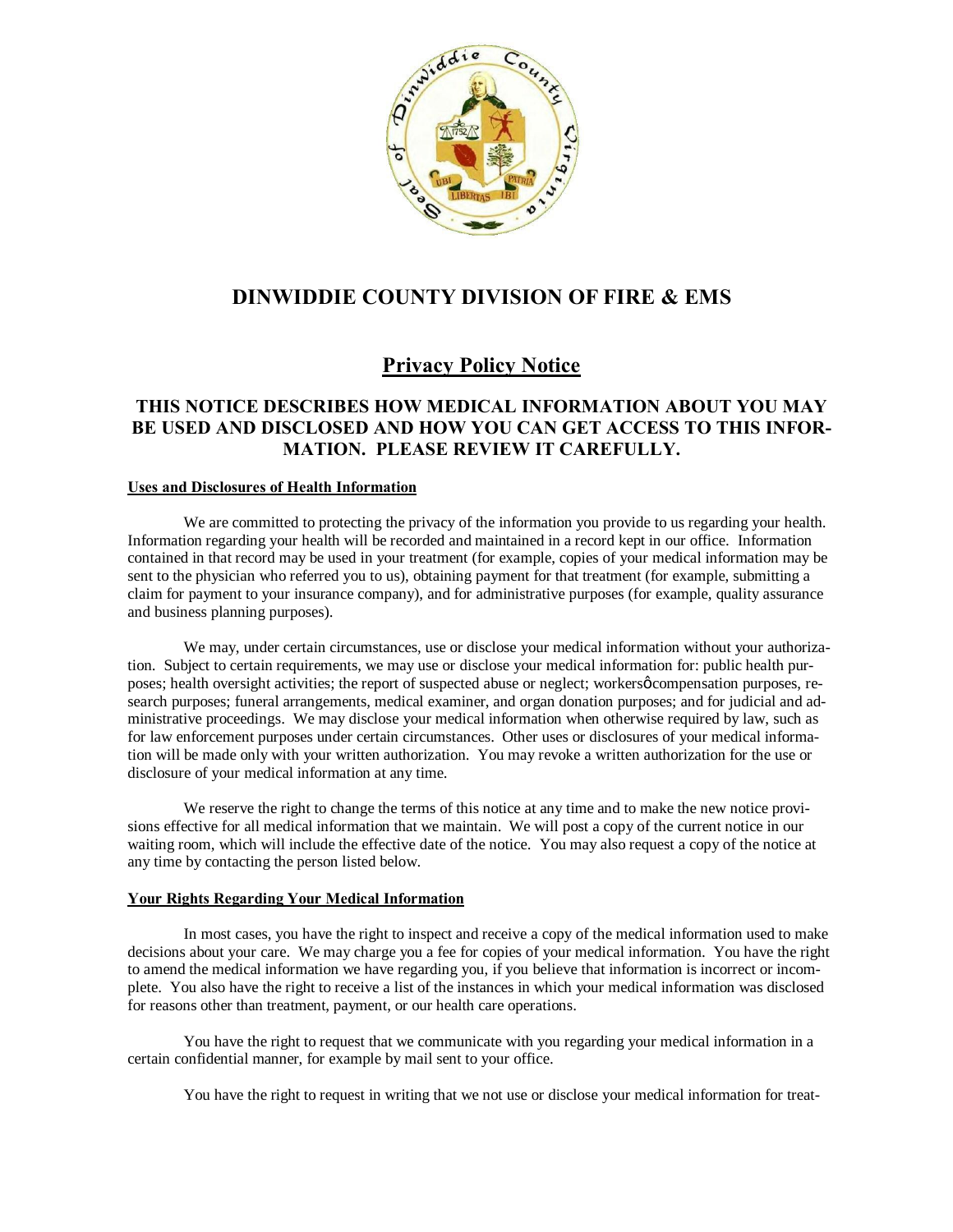# DINWIDDIE COUNTY DIVISION OF FIRE & EMS

## Privacy Policy Notice

### THIS NOTICE DESCRIBES HOW MEDICAL INFORMATION ABOUT YOU MAY BE USED AND DISCLOSED AND HOW YOU CAN GET ACCESS TO THIS INFORMATION. PLEASE REVIEW IT CAREFULLY.

**Uses and Disclosures of Health Information**

We are committed to protecting the privacy of the information you provide to us regarding your health. Information regarding your health will be recorded and maintained in a record kept in our office. Information contained in that record may be used in your treatment (for example, copies of your medical information may be sent to the physician who referred you to us), obtaining payment for that treatment (for example, submitting a claim for payment to your insurance company), and for administrative purposes (for example, quality assurance and business planning purposes).

We may, under certain circumstances, use or disclose your medical information without your authorization. Subject to certain requirements, we may use or disclose your medical information for: public health purposes; health oversight activities; the report of suspected abuse or neglect; workers' compensation purposes, research purposes; funeral arrangements, medical examiner, and organ donation purposes; and for judicial and administrative proceedings. We may disclose your medical information when otherwise required by law, such as for law enforcement purposes under certain circumstances. Other uses or disclosures of your medical information will be made only with your written authorization. You may revoke a written authorization for the use or disclosure of your medical information at any time.

We reserve the right to change the terms of this notice at any time and to make the new notice provisions effective for all medical information that we maintain. We will post a copy of the current notice in our waiting room, which will include the effective date of the notice. You may also request a copy of the notice at any time by contacting the person listed below.

**Your Rights Regarding Your Medical Information**

In most cases, you have the right to inspect and receive a copy of the medical information used to make decisions about your care. We may charge you a fee for copies of your medical information. You have the right to amend the medical information we have regarding you, if you believe that information is incorrect or incomplete. You also have the right to receive a list of the instances in which your medical information was disclosed for reasons other than treatment, payment, or our health care operations.

You have the right to request that we communicate with you regarding your medical information in a certain confidential manner, for example by mail sent to your office.

You have the right to request in writing that we not use or disclose your medical information for treat-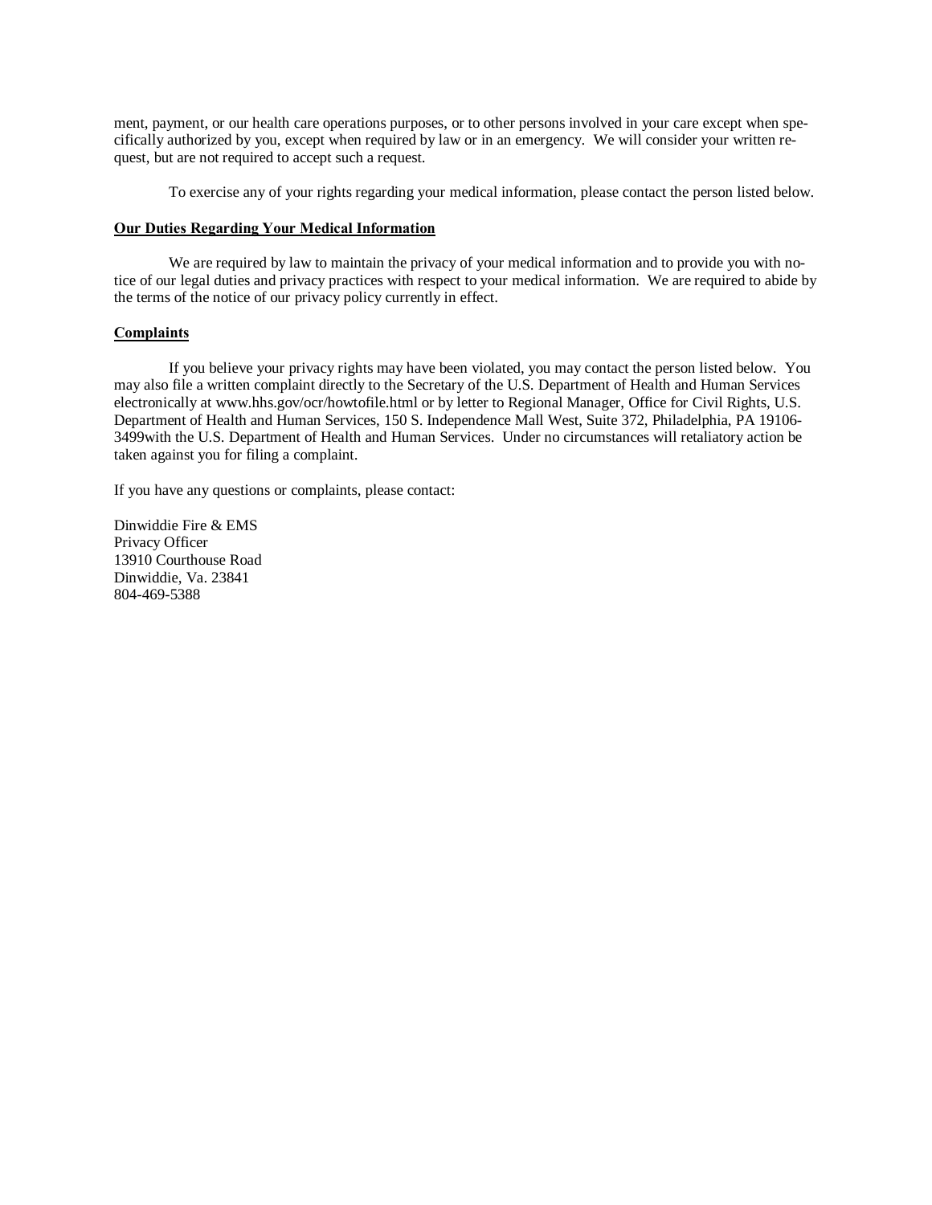ment, payment, or our health care operations purposes, or to other persons involved in your care except when specifically authorized by you, except when required by law or in an emergency. We will consider your written request, but are not required to accept such a request.

To exercise any of your rights regarding your medical information, please contact the person listed below.

**Our Duties Regarding Your Medical Information**

We are required by law to maintain the privacy of your medical information and to provide you with notice of our legal duties and privacy practices with respect to your medical information. We are required to abide by the terms of the notice of our privacy policy currently in effect.

**Complaints**

If you believe your privacy rights may have been violated, you may contact the person listed below. You may also file a written complaint directly to the Secretary of the U.S. Department of Health and Human Services electronically at www.hhs.gov/ocr/howtofile.html or by letter to Regional Manager, Office for Civil Rights, U.S. Department of Health and Human Services, 150 S. Independence Mall West, Suite 372, Philadelphia, PA 19106-3499with the U.S. Department of Health and Human Services. Under no circumstances will retaliatory action be taken against you for filing a complaint.

If you have any questions or complaints, please contact:

Dinwiddie Fire & EMS
Privacy Officer
13910 Courthouse Road
Dinwiddie, Va. 23841
804-469-5388